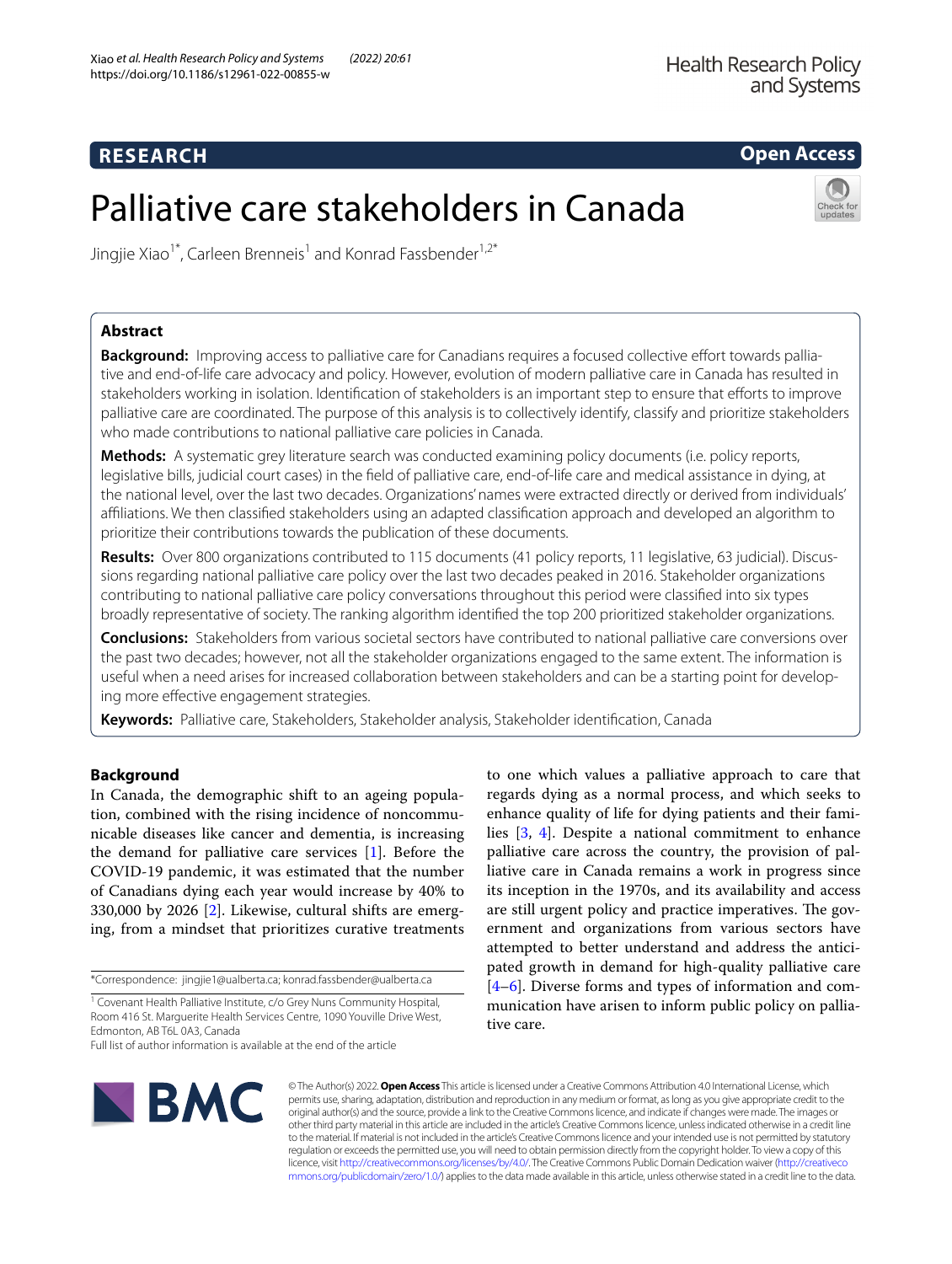# Palliative care stakeholders in Canada

Jingjie Xiao[1*], Carleen Brenneis[1] and Konrad Fassbender[1,2*]

## Abstract

**Background:** Improving access to palliative care for Canadians requires a focused collective effort towards palliative and end-of-life care advocacy and policy. However, evolution of modern palliative care in Canada has resulted in stakeholders working in isolation. Identification of stakeholders is an important step to ensure that efforts to improve palliative care are coordinated. The purpose of this analysis is to collectively identify, classify and prioritize stakeholders who made contributions to national palliative care policies in Canada.

**Methods:** A systematic grey literature search was conducted examining policy documents (i.e. policy reports, legislative bills, judicial court cases) in the field of palliative care, end-of-life care and medical assistance in dying, at the national level, over the last two decades. Organizations' names were extracted directly or derived from individuals' affiliations. We then classified stakeholders using an adapted classification approach and developed an algorithm to prioritize their contributions towards the publication of these documents.

**Results:** Over 800 organizations contributed to 115 documents (41 policy reports, 11 legislative, 63 judicial). Discussions regarding national palliative care policy over the last two decades peaked in 2016. Stakeholder organizations contributing to national palliative care policy conversations throughout this period were classified into six types broadly representative of society. The ranking algorithm identified the top 200 prioritized stakeholder organizations.

**Conclusions:** Stakeholders from various societal sectors have contributed to national palliative care conversions over the past two decades; however, not all the stakeholder organizations engaged to the same extent. The information is useful when a need arises for increased collaboration between stakeholders and can be a starting point for developing more effective engagement strategies.

**Keywords:** Palliative care, Stakeholders, Stakeholder analysis, Stakeholder identification, Canada

## Background

In Canada, the demographic shift to an ageing population, combined with the rising incidence of noncommunicable diseases like cancer and dementia, is increasing the demand for palliative care services [1]. Before the COVID-19 pandemic, it was estimated that the number of Canadians dying each year would increase by 40% to 330,000 by 2026 [2]. Likewise, cultural shifts are emerging, from a mindset that prioritizes curative treatments to one which values a palliative approach to care that regards dying as a normal process, and which seeks to enhance quality of life for dying patients and their families [3, 4]. Despite a national commitment to enhance palliative care across the country, the provision of palliative care in Canada remains a work in progress since its inception in the 1970s, and its availability and access are still urgent policy and practice imperatives. The government and organizations from various sectors have attempted to better understand and address the anticipated growth in demand for high-quality palliative care [4–6]. Diverse forms and types of information and communication have arisen to inform public policy on palliative care.

*Correspondence: jingjie1@ualberta.ca; konrad.fassbender@ualberta.ca

[1] Covenant Health Palliative Institute, c/o Grey Nuns Community Hospital, Room 416 St. Marguerite Health Services Centre, 1090 Youville Drive West, Edmonton, AB T6L 0A3, Canada

Full list of author information is available at the end of the article

© The Author(s) 2022. **Open Access** This article is licensed under a Creative Commons Attribution 4.0 International License, which permits use, sharing, adaptation, distribution and reproduction in any medium or format, as long as you give appropriate credit to the original author(s) and the source, provide a link to the Creative Commons licence, and indicate if changes were made. The images or other third party material in this article are included in the article's Creative Commons licence, unless indicated otherwise in a credit line to the material. If material is not included in the article's Creative Commons licence and your intended use is not permitted by statutory regulation or exceeds the permitted use, you will need to obtain permission directly from the copyright holder. To view a copy of this licence, visit http://creativecommons.org/licenses/by/4.0/. The Creative Commons Public Domain Dedication waiver (http://creativecommons.org/publicdomain/zero/1.0/) applies to the data made available in this article, unless otherwise stated in a credit line to the data.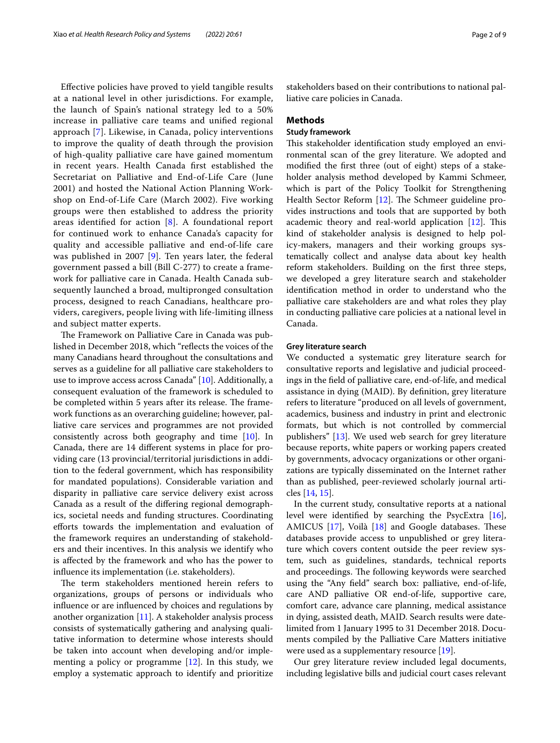Effective policies have proved to yield tangible results at a national level in other jurisdictions. For example, the launch of Spain's national strategy led to a 50% increase in palliative care teams and unified regional approach [7]. Likewise, in Canada, policy interventions to improve the quality of death through the provision of high-quality palliative care have gained momentum in recent years. Health Canada first established the Secretariat on Palliative and End-of-Life Care (June 2001) and hosted the National Action Planning Workshop on End-of-Life Care (March 2002). Five working groups were then established to address the priority areas identified for action [8]. A foundational report for continued work to enhance Canada's capacity for quality and accessible palliative and end-of-life care was published in 2007 [9]. Ten years later, the federal government passed a bill (Bill C-277) to create a framework for palliative care in Canada. Health Canada subsequently launched a broad, multipronged consultation process, designed to reach Canadians, healthcare providers, caregivers, people living with life-limiting illness and subject matter experts.

The Framework on Palliative Care in Canada was published in December 2018, which "reflects the voices of the many Canadians heard throughout the consultations and serves as a guideline for all palliative care stakeholders to use to improve access across Canada" [10]. Additionally, a consequent evaluation of the framework is scheduled to be completed within 5 years after its release. The framework functions as an overarching guideline; however, palliative care services and programmes are not provided consistently across both geography and time [10]. In Canada, there are 14 different systems in place for providing care (13 provincial/territorial jurisdictions in addition to the federal government, which has responsibility for mandated populations). Considerable variation and disparity in palliative care service delivery exist across Canada as a result of the differing regional demographics, societal needs and funding structures. Coordinating efforts towards the implementation and evaluation of the framework requires an understanding of stakeholders and their incentives. In this analysis we identify who is affected by the framework and who has the power to influence its implementation (i.e. stakeholders).

The term stakeholders mentioned herein refers to organizations, groups of persons or individuals who influence or are influenced by choices and regulations by another organization [11]. A stakeholder analysis process consists of systematically gathering and analysing qualitative information to determine whose interests should be taken into account when developing and/or implementing a policy or programme [12]. In this study, we employ a systematic approach to identify and prioritize stakeholders based on their contributions to national palliative care policies in Canada.

## Methods

### Study framework

This stakeholder identification study employed an environmental scan of the grey literature. We adopted and modified the first three (out of eight) steps of a stakeholder analysis method developed by Kammi Schmeer, which is part of the Policy Toolkit for Strengthening Health Sector Reform [12]. The Schmeer guideline provides instructions and tools that are supported by both academic theory and real-world application [12]. This kind of stakeholder analysis is designed to help policy-makers, managers and their working groups systematically collect and analyse data about key health reform stakeholders. Building on the first three steps, we developed a grey literature search and stakeholder identification method in order to understand who the palliative care stakeholders are and what roles they play in conducting palliative care policies at a national level in Canada.

### Grey literature search

We conducted a systematic grey literature search for consultative reports and legislative and judicial proceedings in the field of palliative care, end-of-life, and medical assistance in dying (MAID). By definition, grey literature refers to literature "produced on all levels of government, academics, business and industry in print and electronic formats, but which is not controlled by commercial publishers" [13]. We used web search for grey literature because reports, white papers or working papers created by governments, advocacy organizations or other organizations are typically disseminated on the Internet rather than as published, peer-reviewed scholarly journal articles [14, 15].

In the current study, consultative reports at a national level were identified by searching the PsycExtra [16], AMICUS [17], Voilà [18] and Google databases. These databases provide access to unpublished or grey literature which covers content outside the peer review system, such as guidelines, standards, technical reports and proceedings. The following keywords were searched using the "Any field" search box: palliative, end-of-life, care AND palliative OR end-of-life, supportive care, comfort care, advance care planning, medical assistance in dying, assisted death, MAID. Search results were date-limited from 1 January 1995 to 31 December 2018. Documents compiled by the Palliative Care Matters initiative were used as a supplementary resource [19].

Our grey literature review included legal documents, including legislative bills and judicial court cases relevant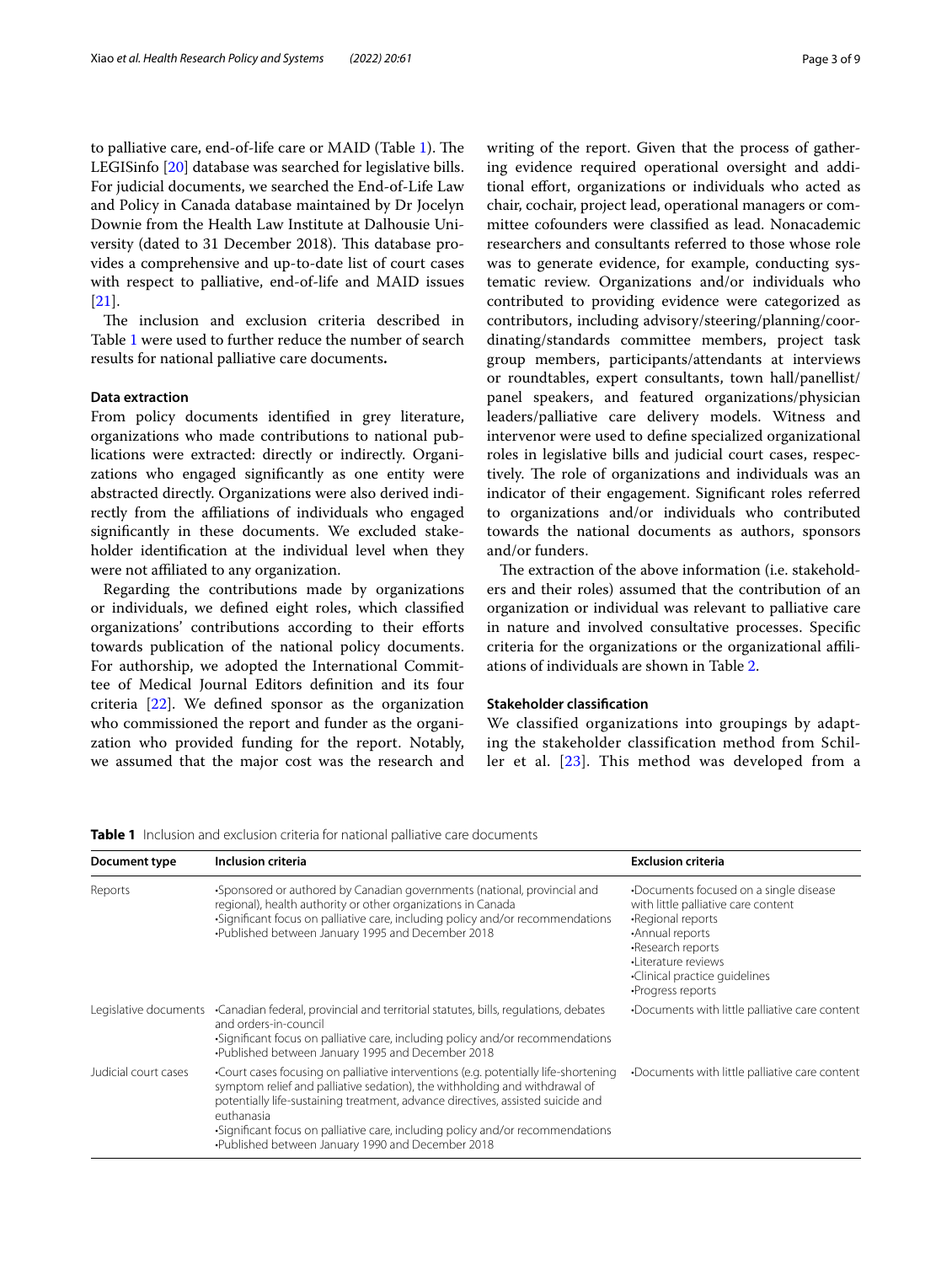to palliative care, end-of-life care or MAID (Table 1). The LEGISinfo [20] database was searched for legislative bills. For judicial documents, we searched the End-of-Life Law and Policy in Canada database maintained by Dr Jocelyn Downie from the Health Law Institute at Dalhousie University (dated to 31 December 2018). This database provides a comprehensive and up-to-date list of court cases with respect to palliative, end-of-life and MAID issues [21].

The inclusion and exclusion criteria described in Table 1 were used to further reduce the number of search results for national palliative care documents**.**

### Data extraction

From policy documents identified in grey literature, organizations who made contributions to national publications were extracted: directly or indirectly. Organizations who engaged significantly as one entity were abstracted directly. Organizations were also derived indirectly from the affiliations of individuals who engaged significantly in these documents. We excluded stakeholder identification at the individual level when they were not affiliated to any organization.

Regarding the contributions made by organizations or individuals, we defined eight roles, which classified organizations' contributions according to their efforts towards publication of the national policy documents. For authorship, we adopted the International Committee of Medical Journal Editors definition and its four criteria [22]. We defined sponsor as the organization who commissioned the report and funder as the organization who provided funding for the report. Notably, we assumed that the major cost was the research and writing of the report. Given that the process of gathering evidence required operational oversight and additional effort, organizations or individuals who acted as chair, cochair, project lead, operational managers or committee cofounders were classified as lead. Nonacademic researchers and consultants referred to those whose role was to generate evidence, for example, conducting systematic review. Organizations and/or individuals who contributed to providing evidence were categorized as contributors, including advisory/steering/planning/coordinating/standards committee members, project task group members, participants/attendants at interviews or roundtables, expert consultants, town hall/panellist/panel speakers, and featured organizations/physician leaders/palliative care delivery models. Witness and intervenor were used to define specialized organizational roles in legislative bills and judicial court cases, respectively. The role of organizations and individuals was an indicator of their engagement. Significant roles referred to organizations and/or individuals who contributed towards the national documents as authors, sponsors and/or funders.

The extraction of the above information (i.e. stakeholders and their roles) assumed that the contribution of an organization or individual was relevant to palliative care in nature and involved consultative processes. Specific criteria for the organizations or the organizational affiliations of individuals are shown in Table 2.

### Stakeholder classification

We classified organizations into groupings by adapting the stakeholder classification method from Schiller et al. [23]. This method was developed from a

**Table 1** Inclusion and exclusion criteria for national palliative care documents

| Document type | Inclusion criteria | Exclusion criteria |
|---|---|---|
| Reports | •Sponsored or authored by Canadian governments (national, provincial and regional), health authority or other organizations in Canada<br>•Significant focus on palliative care, including policy and/or recommendations<br>•Published between January 1995 and December 2018 | •Documents focused on a single disease with little palliative care content<br>•Regional reports<br>•Annual reports<br>•Research reports<br>•Literature reviews<br>•Clinical practice guidelines<br>•Progress reports |
| Legislative documents | •Canadian federal, provincial and territorial statutes, bills, regulations, debates and orders-in-council<br>•Significant focus on palliative care, including policy and/or recommendations<br>•Published between January 1995 and December 2018 | •Documents with little palliative care content |
| Judicial court cases | •Court cases focusing on palliative interventions (e.g. potentially life-shortening symptom relief and palliative sedation), the withholding and withdrawal of potentially life-sustaining treatment, advance directives, assisted suicide and euthanasia<br>•Significant focus on palliative care, including policy and/or recommendations<br>•Published between January 1990 and December 2018 | •Documents with little palliative care content |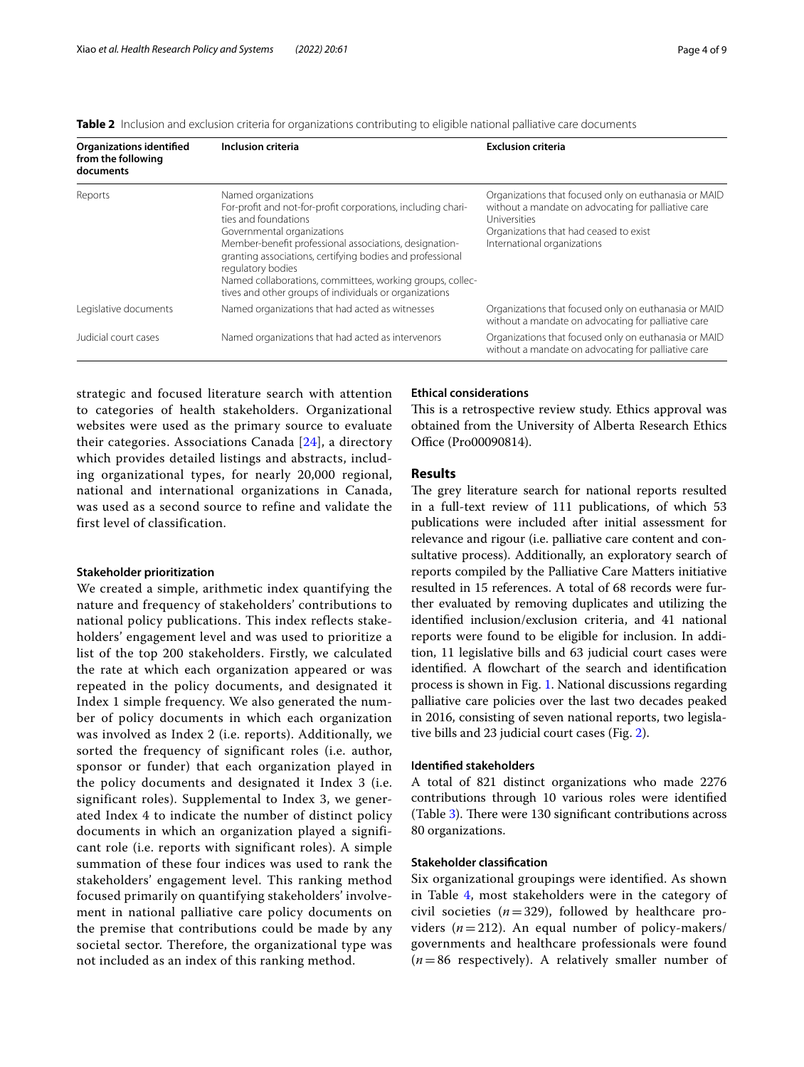**Table 2** Inclusion and exclusion criteria for organizations contributing to eligible national palliative care documents

| Organizations identified from the following documents | Inclusion criteria | Exclusion criteria |
|---|---|---|
| Reports | Named organizations<br>For-profit and not-for-profit corporations, including charities and foundations<br>Governmental organizations<br>Member-benefit professional associations, designation-granting associations, certifying bodies and professional regulatory bodies<br>Named collaborations, committees, working groups, collectives and other groups of individuals or organizations | Organizations that focused only on euthanasia or MAID without a mandate on advocating for palliative care<br>Universities<br>Organizations that had ceased to exist<br>International organizations |
| Legislative documents | Named organizations that had acted as witnesses | Organizations that focused only on euthanasia or MAID without a mandate on advocating for palliative care |
| Judicial court cases | Named organizations that had acted as intervenors | Organizations that focused only on euthanasia or MAID without a mandate on advocating for palliative care |

strategic and focused literature search with attention to categories of health stakeholders. Organizational websites were used as the primary source to evaluate their categories. Associations Canada [24], a directory which provides detailed listings and abstracts, including organizational types, for nearly 20,000 regional, national and international organizations in Canada, was used as a second source to refine and validate the first level of classification.

#### Stakeholder prioritization

We created a simple, arithmetic index quantifying the nature and frequency of stakeholders' contributions to national policy publications. This index reflects stakeholders' engagement level and was used to prioritize a list of the top 200 stakeholders. Firstly, we calculated the rate at which each organization appeared or was repeated in the policy documents, and designated it Index 1 simple frequency. We also generated the number of policy documents in which each organization was involved as Index 2 (i.e. reports). Additionally, we sorted the frequency of significant roles (i.e. author, sponsor or funder) that each organization played in the policy documents and designated it Index 3 (i.e. significant roles). Supplemental to Index 3, we generated Index 4 to indicate the number of distinct policy documents in which an organization played a significant role (i.e. reports with significant roles). A simple summation of these four indices was used to rank the stakeholders' engagement level. This ranking method focused primarily on quantifying stakeholders' involvement in national palliative care policy documents on the premise that contributions could be made by any societal sector. Therefore, the organizational type was not included as an index of this ranking method.

#### Ethical considerations

This is a retrospective review study. Ethics approval was obtained from the University of Alberta Research Ethics Office (Pro00090814).

## Results

The grey literature search for national reports resulted in a full-text review of 111 publications, of which 53 publications were included after initial assessment for relevance and rigour (i.e. palliative care content and consultative process). Additionally, an exploratory search of reports compiled by the Palliative Care Matters initiative resulted in 15 references. A total of 68 records were further evaluated by removing duplicates and utilizing the identified inclusion/exclusion criteria, and 41 national reports were found to be eligible for inclusion. In addition, 11 legislative bills and 63 judicial court cases were identified. A flowchart of the search and identification process is shown in Fig. 1. National discussions regarding palliative care policies over the last two decades peaked in 2016, consisting of seven national reports, two legislative bills and 23 judicial court cases (Fig. 2).

#### Identified stakeholders

A total of 821 distinct organizations who made 2276 contributions through 10 various roles were identified (Table 3). There were 130 significant contributions across 80 organizations.

#### Stakeholder classification

Six organizational groupings were identified. As shown in Table 4, most stakeholders were in the category of civil societies ($n = 329$), followed by healthcare providers ($n = 212$). An equal number of policy-makers/governments and healthcare professionals were found ($n = 86$ respectively). A relatively smaller number of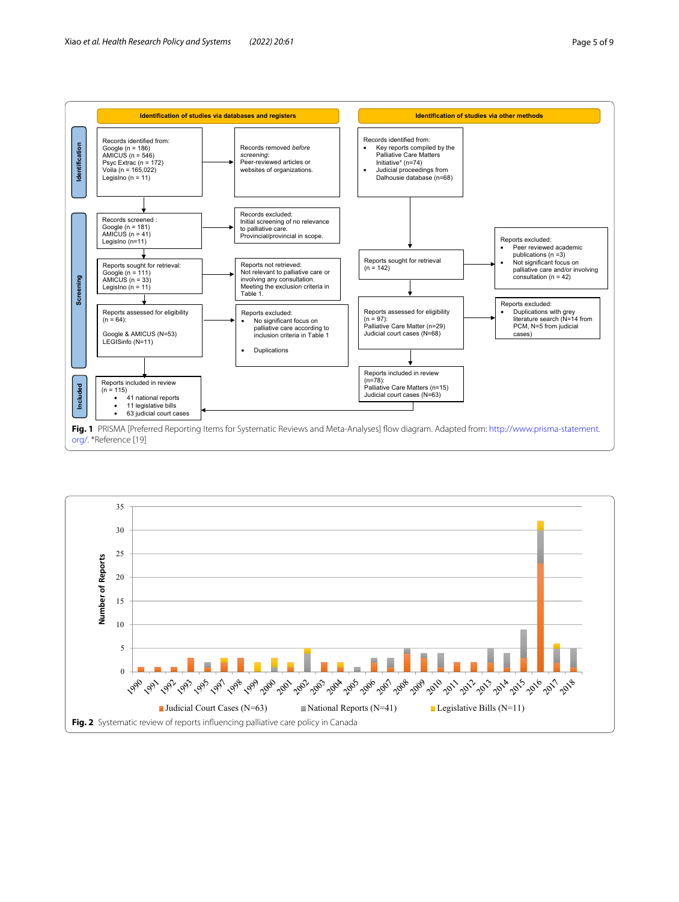**Identification of studies via databases and registers**

**Identification of studies via other methods**

**Identification**

Records identified from:
Google (n = 186)
AMICUS (n = 546)
Psyc Extrac (n = 172)
Voila (n = 165,022)
LegisInfo (n = 11)

Records removed *before screening*:
Peer-reviewed articles or websites of organizations.

Records identified from:
- Key reports compiled by the Palliative Care Matters Initiative* (n=74)
- Judicial proceedings from Dalhousie database (n=68)

**Screening**

Records screened :
Google (n = 181)
AMICUS (n = 41)
LegisInfo (n=11)

Records excluded:
Initial screening of no relevance to palliative care.
Provincial/provincial in scope.

Reports sought for retrieval:
Google (n = 111)
AMICUS (n = 33)
LegisInfo (n = 11)

Reports not retrieved:
Not relevant to palliative care or involving any consultation.
Meeting the exclusion criteria in Table 1.

Reports assessed for eligibility
(n = 64):

Google & AMICUS (N=53)
LEGISinfo (N=11)

Reports excluded:
- No significant focus on palliative care according to inclusion criteria in Table 1
- Duplications

Reports sought for retrieval
(n = 142)

Reports excluded:
- Peer reviewed academic publications (n =3)
- Not significant focus on palliative care and/or involving consultation (n = 42)

Reports assessed for eligibility
(n = 97):
Palliative Care Matter (n=29)
Judicial court cases (N=68)

Reports excluded:
- Duplications with grey literature search (N=14 from PCM, N=5 from judicial cases)

**Included**

Reports included in review
(n=78):
Palliative Care Matters (n=15)
Judicial court cases (N=63)

Reports included in review
(n = 115)
- 41 national reports
- 11 legislative bills
- 63 judicial court cases

**Fig. 1** PRISMA [Preferred Reporting Items for Systematic Reviews and Meta-Analyses] flow diagram. Adapted from: http://www.prisma-statement.org/. *Reference [19]

**Fig. 2** Systematic review of reports influencing palliative care policy in Canada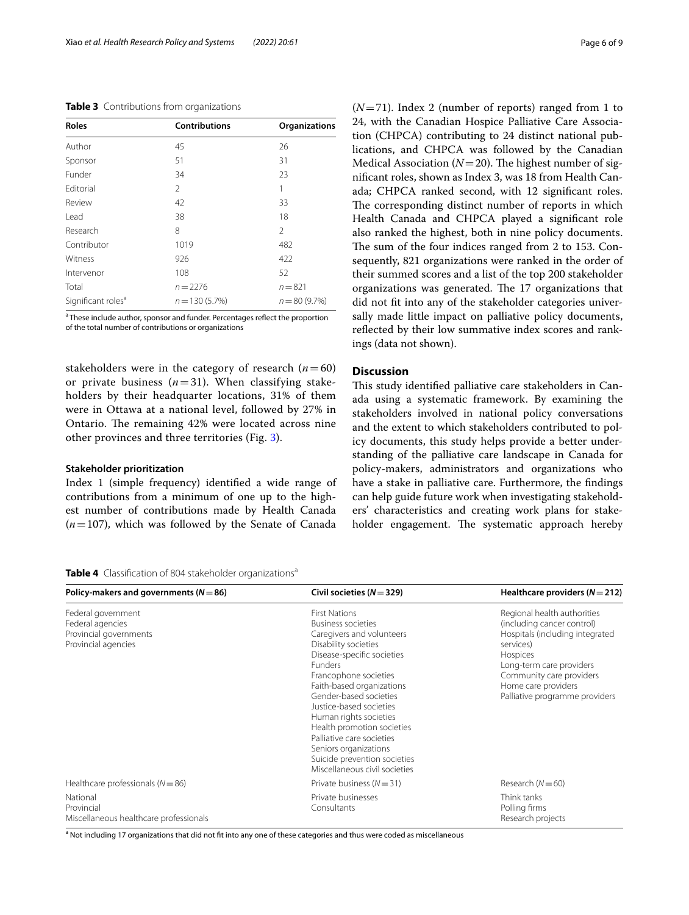**Table 3** Contributions from organizations

| Roles | Contributions | Organizations |
|---|---|---|
| Author | 45 | 26 |
| Sponsor | 51 | 31 |
| Funder | 34 | 23 |
| Editorial | 2 | 1 |
| Review | 42 | 33 |
| Lead | 38 | 18 |
| Research | 8 | 2 |
| Contributor | 1019 | 482 |
| Witness | 926 | 422 |
| Intervenor | 108 | 52 |
| Total | $n=2276$ | $n=821$ |
| Significant roles[a] | $n=130$ (5.7%) | $n=80$ (9.7%) |

[a] These include author, sponsor and funder. Percentages reflect the proportion of the total number of contributions or organizations

stakeholders were in the category of research ($n=60$) or private business ($n=31$). When classifying stakeholders by their headquarter locations, 31% of them were in Ottawa at a national level, followed by 27% in Ontario. The remaining 42% were located across nine other provinces and three territories (Fig. 3).

### Stakeholder prioritization

Index 1 (simple frequency) identified a wide range of contributions from a minimum of one up to the highest number of contributions made by Health Canada ($n=107$), which was followed by the Senate of Canada ($N=71$). Index 2 (number of reports) ranged from 1 to 24, with the Canadian Hospice Palliative Care Association (CHPCA) contributing to 24 distinct national publications, and CHPCA was followed by the Canadian Medical Association ($N=20$). The highest number of significant roles, shown as Index 3, was 18 from Health Canada; CHPCA ranked second, with 12 significant roles. The corresponding distinct number of reports in which Health Canada and CHPCA played a significant role also ranked the highest, both in nine policy documents. The sum of the four indices ranged from 2 to 153. Consequently, 821 organizations were ranked in the order of their summed scores and a list of the top 200 stakeholder organizations was generated. The 17 organizations that did not fit into any of the stakeholder categories universally made little impact on palliative policy documents, reflected by their low summative index scores and rankings (data not shown).

## Discussion

This study identified palliative care stakeholders in Canada using a systematic framework. By examining the stakeholders involved in national policy conversations and the extent to which stakeholders contributed to policy documents, this study helps provide a better understanding of the palliative care landscape in Canada for policy-makers, administrators and organizations who have a stake in palliative care. Furthermore, the findings can help guide future work when investigating stakeholders' characteristics and creating work plans for stakeholder engagement. The systematic approach hereby

**Table 4** Classification of 804 stakeholder organizations[a]

| Policy-makers and governments ($N=86$) | Civil societies ($N=329$) | Healthcare providers ($N=212$) |
|---|---|---|
| Federal government<br>Federal agencies<br>Provincial governments<br>Provincial agencies | First Nations<br>Business societies<br>Caregivers and volunteers<br>Disability societies<br>Disease-specific societies<br>Funders<br>Francophone societies<br>Faith-based organizations<br>Gender-based societies<br>Justice-based societies<br>Human rights societies<br>Health promotion societies<br>Palliative care societies<br>Seniors organizations<br>Suicide prevention societies<br>Miscellaneous civil societies | Regional health authorities (including cancer control)<br>Hospitals (including integrated services)<br>Hospices<br>Long-term care providers<br>Community care providers<br>Home care providers<br>Palliative programme providers |
| Healthcare professionals ($N=86$) | Private business ($N=31$) | Research ($N=60$) |
| National<br>Provincial<br>Miscellaneous healthcare professionals | Private businesses<br>Consultants | Think tanks<br>Polling firms<br>Research projects |

[a] Not including 17 organizations that did not fit into any one of these categories and thus were coded as miscellaneous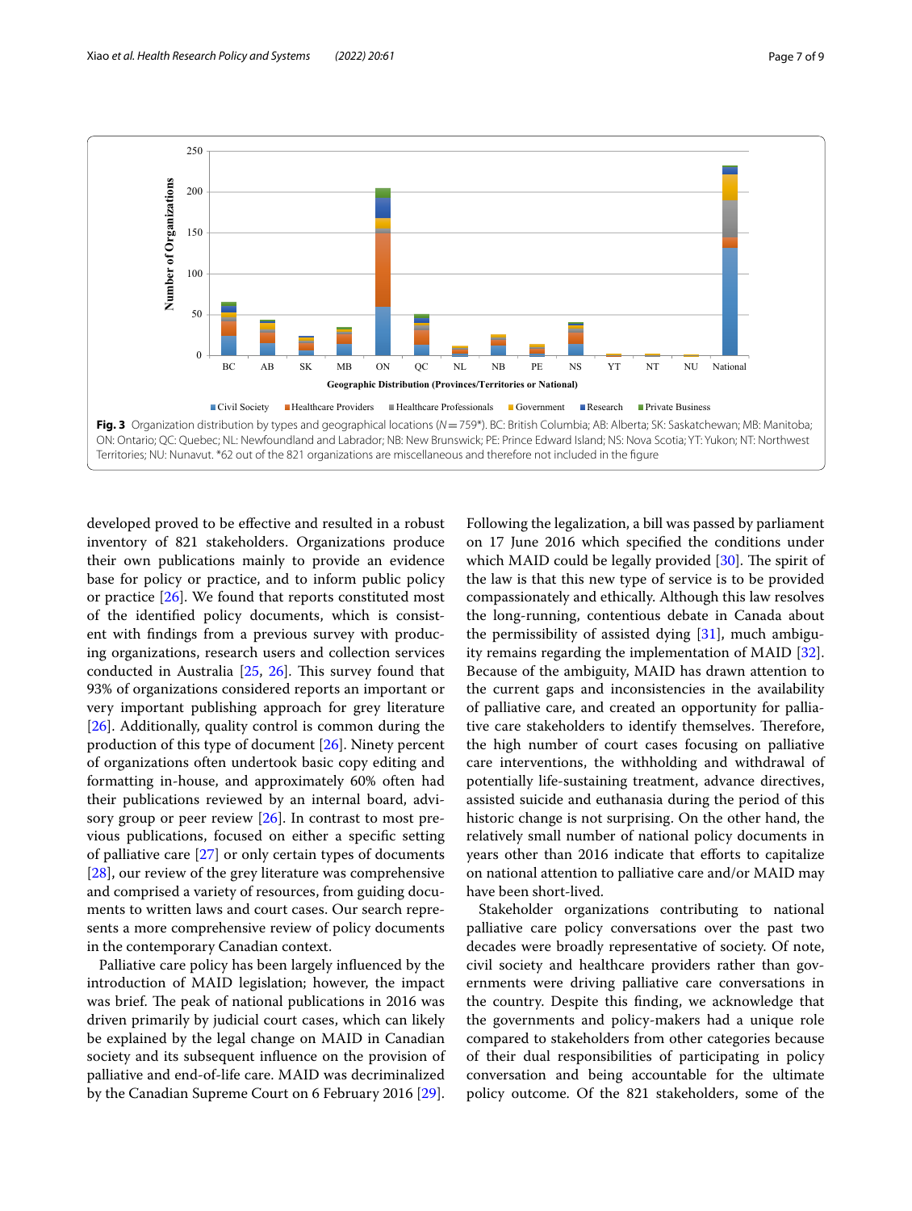**Fig. 3** Organization distribution by types and geographical locations (*N* = 759*). BC: British Columbia; AB: Alberta; SK: Saskatchewan; MB: Manitoba; ON: Ontario; QC: Quebec; NL: Newfoundland and Labrador; NB: New Brunswick; PE: Prince Edward Island; NS: Nova Scotia; YT: Yukon; NT: Northwest Territories; NU: Nunavut. *62 out of the 821 organizations are miscellaneous and therefore not included in the figure

developed proved to be effective and resulted in a robust inventory of 821 stakeholders. Organizations produce their own publications mainly to provide an evidence base for policy or practice, and to inform public policy or practice [26]. We found that reports constituted most of the identified policy documents, which is consistent with findings from a previous survey with producing organizations, research users and collection services conducted in Australia [25, 26]. This survey found that 93% of organizations considered reports an important or very important publishing approach for grey literature [26]. Additionally, quality control is common during the production of this type of document [26]. Ninety percent of organizations often undertook basic copy editing and formatting in-house, and approximately 60% often had their publications reviewed by an internal board, advisory group or peer review [26]. In contrast to most previous publications, focused on either a specific setting of palliative care [27] or only certain types of documents [28], our review of the grey literature was comprehensive and comprised a variety of resources, from guiding documents to written laws and court cases. Our search represents a more comprehensive review of policy documents in the contemporary Canadian context.

Palliative care policy has been largely influenced by the introduction of MAID legislation; however, the impact was brief. The peak of national publications in 2016 was driven primarily by judicial court cases, which can likely be explained by the legal change on MAID in Canadian society and its subsequent influence on the provision of palliative and end-of-life care. MAID was decriminalized by the Canadian Supreme Court on 6 February 2016 [29]. Following the legalization, a bill was passed by parliament on 17 June 2016 which specified the conditions under which MAID could be legally provided [30]. The spirit of the law is that this new type of service is to be provided compassionately and ethically. Although this law resolves the long-running, contentious debate in Canada about the permissibility of assisted dying [31], much ambiguity remains regarding the implementation of MAID [32]. Because of the ambiguity, MAID has drawn attention to the current gaps and inconsistencies in the availability of palliative care, and created an opportunity for palliative care stakeholders to identify themselves. Therefore, the high number of court cases focusing on palliative care interventions, the withholding and withdrawal of potentially life-sustaining treatment, advance directives, assisted suicide and euthanasia during the period of this historic change is not surprising. On the other hand, the relatively small number of national policy documents in years other than 2016 indicate that efforts to capitalize on national attention to palliative care and/or MAID may have been short-lived.

Stakeholder organizations contributing to national palliative care policy conversations over the past two decades were broadly representative of society. Of note, civil society and healthcare providers rather than governments were driving palliative care conversations in the country. Despite this finding, we acknowledge that the governments and policy-makers had a unique role compared to stakeholders from other categories because of their dual responsibilities of participating in policy conversation and being accountable for the ultimate policy outcome. Of the 821 stakeholders, some of the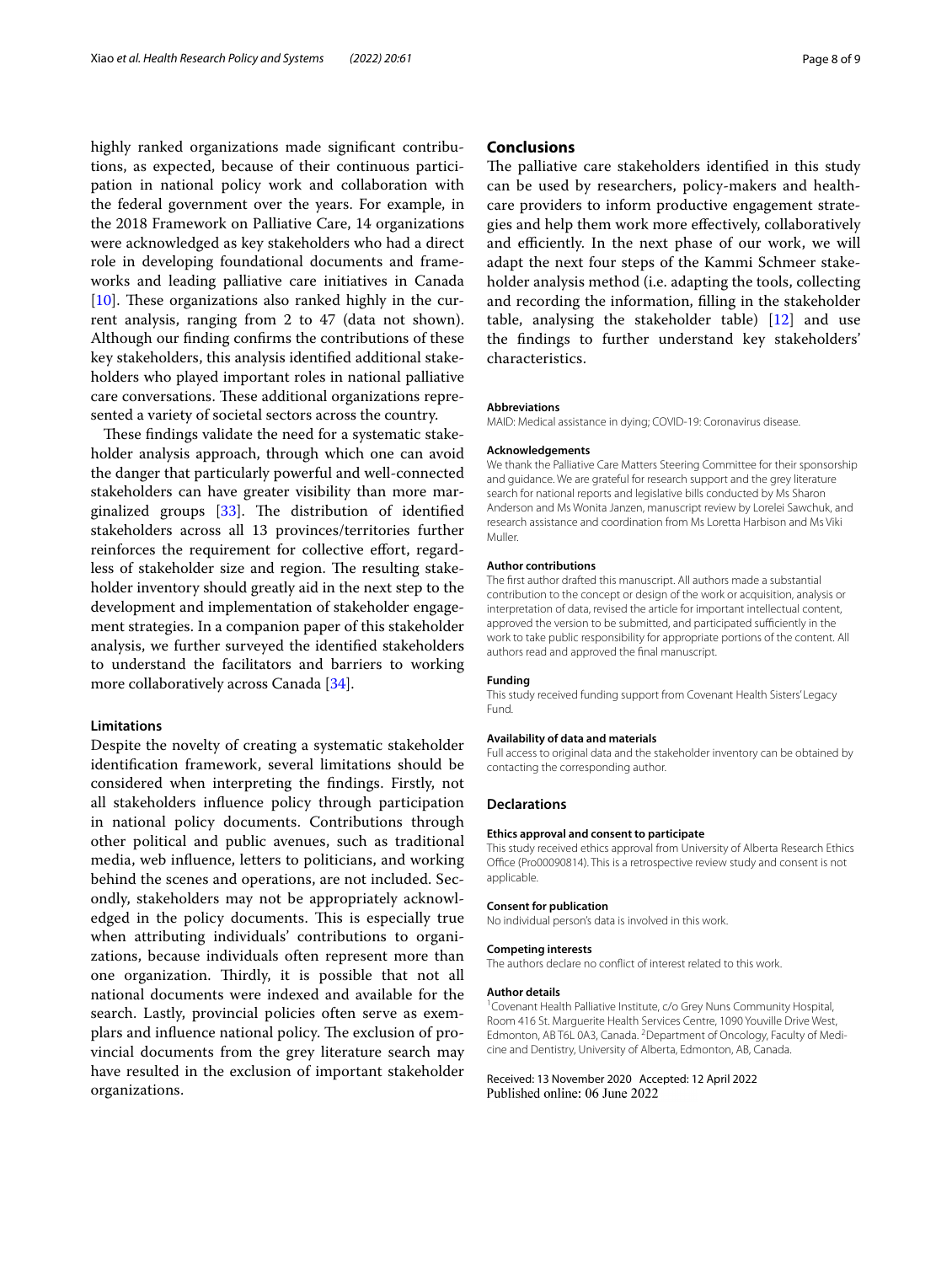highly ranked organizations made significant contributions, as expected, because of their continuous participation in national policy work and collaboration with the federal government over the years. For example, in the 2018 Framework on Palliative Care, 14 organizations were acknowledged as key stakeholders who had a direct role in developing foundational documents and frameworks and leading palliative care initiatives in Canada [10]. These organizations also ranked highly in the current analysis, ranging from 2 to 47 (data not shown). Although our finding confirms the contributions of these key stakeholders, this analysis identified additional stakeholders who played important roles in national palliative care conversations. These additional organizations represented a variety of societal sectors across the country.

These findings validate the need for a systematic stakeholder analysis approach, through which one can avoid the danger that particularly powerful and well-connected stakeholders can have greater visibility than more marginalized groups [33]. The distribution of identified stakeholders across all 13 provinces/territories further reinforces the requirement for collective effort, regardless of stakeholder size and region. The resulting stakeholder inventory should greatly aid in the next step to the development and implementation of stakeholder engagement strategies. In a companion paper of this stakeholder analysis, we further surveyed the identified stakeholders to understand the facilitators and barriers to working more collaboratively across Canada [34].

### Limitations

Despite the novelty of creating a systematic stakeholder identification framework, several limitations should be considered when interpreting the findings. Firstly, not all stakeholders influence policy through participation in national policy documents. Contributions through other political and public avenues, such as traditional media, web influence, letters to politicians, and working behind the scenes and operations, are not included. Secondly, stakeholders may not be appropriately acknowledged in the policy documents. This is especially true when attributing individuals' contributions to organizations, because individuals often represent more than one organization. Thirdly, it is possible that not all national documents were indexed and available for the search. Lastly, provincial policies often serve as exemplars and influence national policy. The exclusion of provincial documents from the grey literature search may have resulted in the exclusion of important stakeholder organizations.

## Conclusions

The palliative care stakeholders identified in this study can be used by researchers, policy-makers and healthcare providers to inform productive engagement strategies and help them work more effectively, collaboratively and efficiently. In the next phase of our work, we will adapt the next four steps of the Kammi Schmeer stakeholder analysis method (i.e. adapting the tools, collecting and recording the information, filling in the stakeholder table, analysing the stakeholder table) [12] and use the findings to further understand key stakeholders' characteristics.

#### Abbreviations

MAID: Medical assistance in dying; COVID-19: Coronavirus disease.

#### Acknowledgements

We thank the Palliative Care Matters Steering Committee for their sponsorship and guidance. We are grateful for research support and the grey literature search for national reports and legislative bills conducted by Ms Sharon Anderson and Ms Wonita Janzen, manuscript review by Lorelei Sawchuk, and research assistance and coordination from Ms Loretta Harbison and Ms Viki Muller.

#### Author contributions

The first author drafted this manuscript. All authors made a substantial contribution to the concept or design of the work or acquisition, analysis or interpretation of data, revised the article for important intellectual content, approved the version to be submitted, and participated sufficiently in the work to take public responsibility for appropriate portions of the content. All authors read and approved the final manuscript.

#### Funding

This study received funding support from Covenant Health Sisters' Legacy Fund.

#### Availability of data and materials

Full access to original data and the stakeholder inventory can be obtained by contacting the corresponding author.

### Declarations

#### Ethics approval and consent to participate

This study received ethics approval from University of Alberta Research Ethics Office (Pro00090814). This is a retrospective review study and consent is not applicable.

#### Consent for publication

No individual person's data is involved in this work.

#### Competing interests

The authors declare no conflict of interest related to this work.

#### Author details

[1]Covenant Health Palliative Institute, c/o Grey Nuns Community Hospital, Room 416 St. Marguerite Health Services Centre, 1090 Youville Drive West, Edmonton, AB T6L 0A3, Canada. [2]Department of Oncology, Faculty of Medicine and Dentistry, University of Alberta, Edmonton, AB, Canada.

Received: 13 November 2020 Accepted: 12 April 2022
Published online: 06 June 2022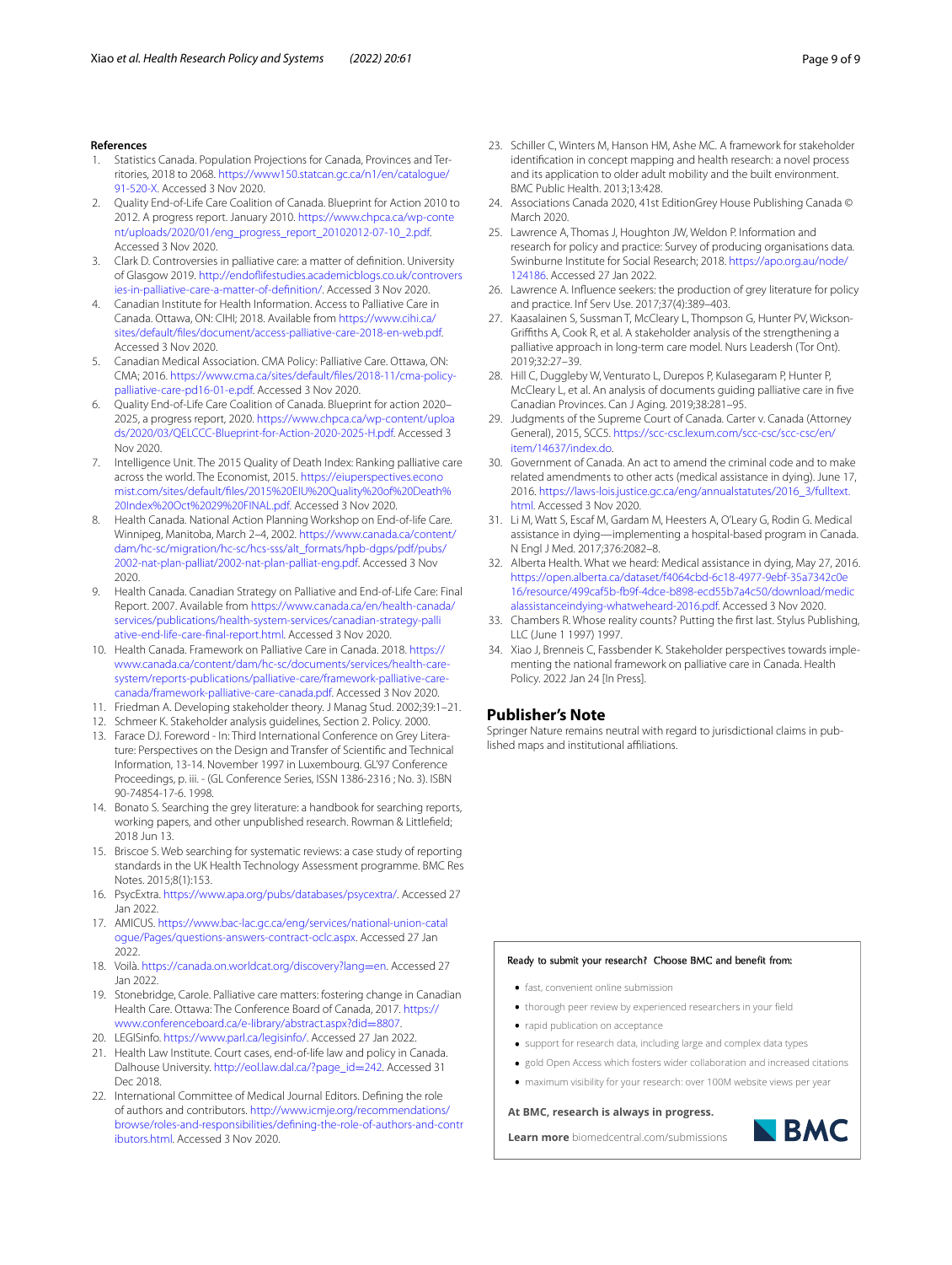## References

1. Statistics Canada. Population Projections for Canada, Provinces and Territories, 2018 to 2068. https://www150.statcan.gc.ca/n1/en/catalogue/91-520-X. Accessed 3 Nov 2020.
2. Quality End-of-Life Care Coalition of Canada. Blueprint for Action 2010 to 2012. A progress report. January 2010. https://www.chpca.ca/wp-content/uploads/2020/01/eng_progress_report_20102012-07-10_2.pdf. Accessed 3 Nov 2020.
3. Clark D. Controversies in palliative care: a matter of definition. University of Glasgow 2019. http://endoflifestudies.academicblogs.co.uk/controversies-in-palliative-care-a-matter-of-definition/. Accessed 3 Nov 2020.
4. Canadian Institute for Health Information. Access to Palliative Care in Canada. Ottawa, ON: CIHI; 2018. Available from https://www.cihi.ca/sites/default/files/document/access-palliative-care-2018-en-web.pdf. Accessed 3 Nov 2020.
5. Canadian Medical Association. CMA Policy: Palliative Care. Ottawa, ON: CMA; 2016. https://www.cma.ca/sites/default/files/2018-11/cma-policy-palliative-care-pd16-01-e.pdf. Accessed 3 Nov 2020.
6. Quality End-of-Life Care Coalition of Canada. Blueprint for action 2020–2025, a progress report, 2020. https://www.chpca.ca/wp-content/uploads/2020/03/QELCCC-Blueprint-for-Action-2020-2025-H.pdf. Accessed 3 Nov 2020.
7. Intelligence Unit. The 2015 Quality of Death Index: Ranking palliative care across the world. The Economist, 2015. https://eiuperspectives.economist.com/sites/default/files/2015%20EIU%20Quality%20of%20Death%20Index%20Oct%2029%20FINAL.pdf. Accessed 3 Nov 2020.
8. Health Canada. National Action Planning Workshop on End-of-life Care. Winnipeg, Manitoba, March 2–4, 2002. https://www.canada.ca/content/dam/hc-sc/migration/hc-sc/hcs-sss/alt_formats/hpb-dgps/pdf/pubs/2002-nat-plan-palliat/2002-nat-plan-palliat-eng.pdf. Accessed 3 Nov 2020.
9. Health Canada. Canadian Strategy on Palliative and End-of-Life Care: Final Report. 2007. Available from https://www.canada.ca/en/health-canada/services/publications/health-system-services/canadian-strategy-palliative-end-life-care-final-report.html. Accessed 3 Nov 2020.
10. Health Canada. Framework on Palliative Care in Canada. 2018. https://www.canada.ca/content/dam/hc-sc/documents/services/health-care-system/reports-publications/palliative-care/framework-palliative-care-canada/framework-palliative-care-canada.pdf. Accessed 3 Nov 2020.
11. Friedman A. Developing stakeholder theory. J Manag Stud. 2002;39:1–21.
12. Schmeer K. Stakeholder analysis guidelines, Section 2. Policy. 2000.
13. Farace DJ. Foreword - In: Third International Conference on Grey Literature: Perspectives on the Design and Transfer of Scientific and Technical Information, 13-14. November 1997 in Luxembourg. GL'97 Conference Proceedings, p. iii. - (GL Conference Series, ISSN 1386-2316 ; No. 3). ISBN 90-74854-17-6. 1998.
14. Bonato S. Searching the grey literature: a handbook for searching reports, working papers, and other unpublished research. Rowman & Littlefield; 2018 Jun 13.
15. Briscoe S. Web searching for systematic reviews: a case study of reporting standards in the UK Health Technology Assessment programme. BMC Res Notes. 2015;8(1):153.
16. PsycExtra. https://www.apa.org/pubs/databases/psycextra/. Accessed 27 Jan 2022.
17. AMICUS. https://www.bac-lac.gc.ca/eng/services/national-union-catalogue/Pages/questions-answers-contract-oclc.aspx. Accessed 27 Jan 2022.
18. Voilà. https://canada.on.worldcat.org/discovery?lang=en. Accessed 27 Jan 2022.
19. Stonebridge, Carole. Palliative care matters: fostering change in Canadian Health Care. Ottawa: The Conference Board of Canada, 2017. https://www.conferenceboard.ca/e-library/abstract.aspx?did=8807.
20. LEGISinfo. https://www.parl.ca/legisinfo/. Accessed 27 Jan 2022.
21. Health Law Institute. Court cases, end-of-life law and policy in Canada. Dalhouse University. http://eol.law.dal.ca/?page_id=242. Accessed 31 Dec 2018.
22. International Committee of Medical Journal Editors. Defining the role of authors and contributors. http://www.icmje.org/recommendations/browse/roles-and-responsibilities/defining-the-role-of-authors-and-contributors.html. Accessed 3 Nov 2020.
23. Schiller C, Winters M, Hanson HM, Ashe MC. A framework for stakeholder identification in concept mapping and health research: a novel process and its application to older adult mobility and the built environment. BMC Public Health. 2013;13:428.
24. Associations Canada 2020, 41st EditionGrey House Publishing Canada © March 2020.
25. Lawrence A, Thomas J, Houghton JW, Weldon P. Information and research for policy and practice: Survey of producing organisations data. Swinburne Institute for Social Research; 2018. https://apo.org.au/node/124186. Accessed 27 Jan 2022.
26. Lawrence A. Influence seekers: the production of grey literature for policy and practice. Inf Serv Use. 2017;37(4):389–403.
27. Kaasalainen S, Sussman T, McCleary L, Thompson G, Hunter PV, Wickson-Griffiths A, Cook R, et al. A stakeholder analysis of the strengthening a palliative approach in long-term care model. Nurs Leadersh (Tor Ont). 2019;32:27–39.
28. Hill C, Duggleby W, Venturato L, Durepos P, Kulasegaram P, Hunter P, McCleary L, et al. An analysis of documents guiding palliative care in five Canadian Provinces. Can J Aging. 2019;38:281–95.
29. Judgments of the Supreme Court of Canada. Carter v. Canada (Attorney General), 2015, SCC5. https://scc-csc.lexum.com/scc-csc/scc-csc/en/item/14637/index.do.
30. Government of Canada. An act to amend the criminal code and to make related amendments to other acts (medical assistance in dying). June 17, 2016. https://laws-lois.justice.gc.ca/eng/annualstatutes/2016_3/fulltext.html. Accessed 3 Nov 2020.
31. Li M, Watt S, Escaf M, Gardam M, Heesters A, O'Leary G, Rodin G. Medical assistance in dying—implementing a hospital-based program in Canada. N Engl J Med. 2017;376:2082–8.
32. Alberta Health. What we heard: Medical assistance in dying, May 27, 2016. https://open.alberta.ca/dataset/f4064cbd-6c18-4977-9ebf-35a7342c0e16/resource/499caf5b-fb9f-4dce-b898-ecd55b7a4c50/download/medicalassistanceindying-whatweheard-2016.pdf. Accessed 3 Nov 2020.
33. Chambers R. Whose reality counts? Putting the first last. Stylus Publishing, LLC (June 1 1997) 1997.
34. Xiao J, Brenneis C, Fassbender K. Stakeholder perspectives towards implementing the national framework on palliative care in Canada. Health Policy. 2022 Jan 24 [In Press].

## Publisher's Note

Springer Nature remains neutral with regard to jurisdictional claims in published maps and institutional affiliations.

Ready to submit your research? Choose BMC and benefit from:

- fast, convenient online submission
- thorough peer review by experienced researchers in your field
- rapid publication on acceptance
- support for research data, including large and complex data types
- gold Open Access which fosters wider collaboration and increased citations
- maximum visibility for your research: over 100M website views per year

**At BMC, research is always in progress.**

**Learn more** biomedcentral.com/submissions